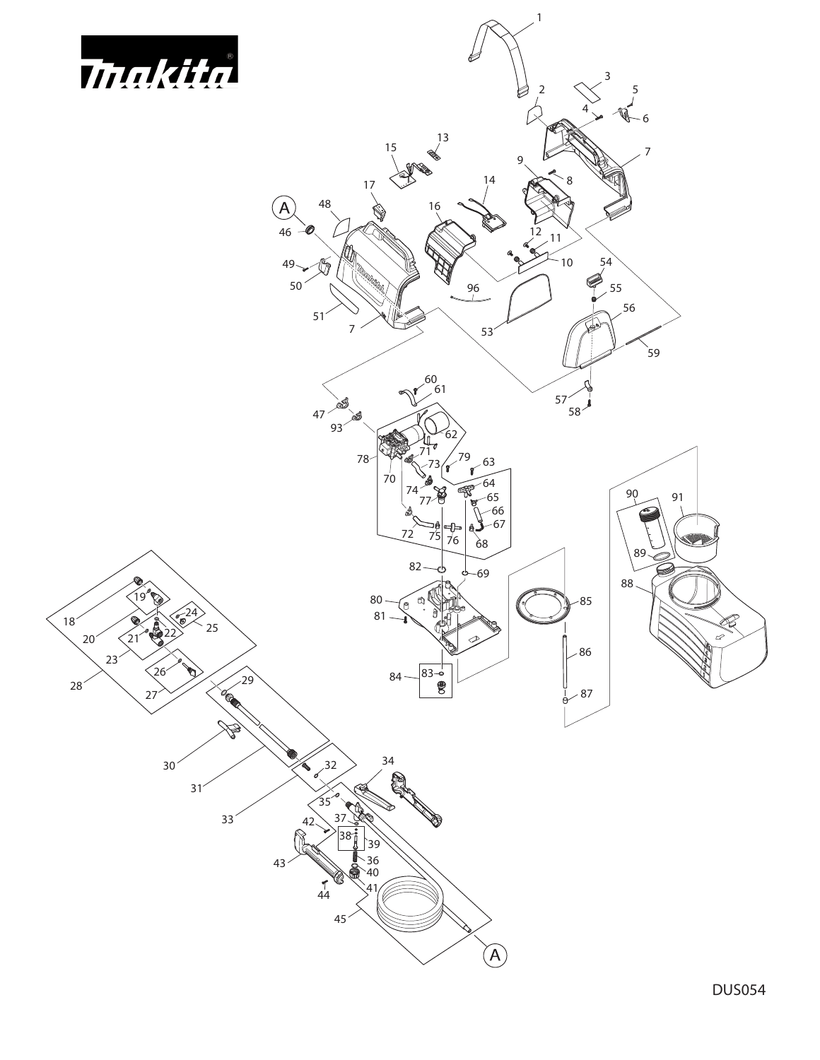DUS054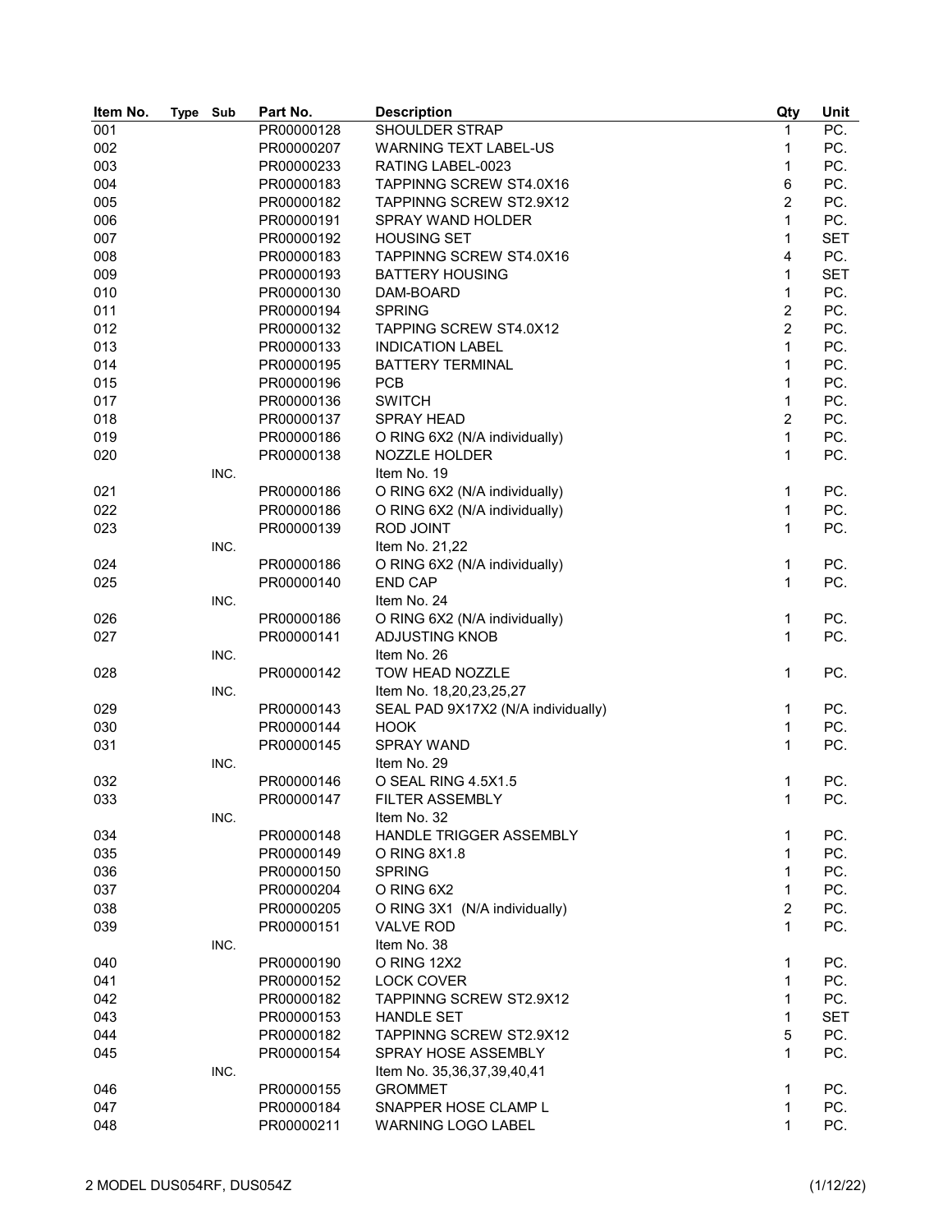| Item No. | Type | Sub | Part No. | Description | Qty | Unit |
|---|---|---|---|---|---|---|
| 001 | | | PR00000128 | SHOULDER STRAP | 1 | PC. |
| 002 | | | PR00000207 | WARNING TEXT LABEL-US | 1 | PC. |
| 003 | | | PR00000233 | RATING LABEL-0023 | 1 | PC. |
| 004 | | | PR00000183 | TAPPINNG SCREW ST4.0X16 | 6 | PC. |
| 005 | | | PR00000182 | TAPPINNG SCREW ST2.9X12 | 2 | PC. |
| 006 | | | PR00000191 | SPRAY WAND HOLDER | 1 | PC. |
| 007 | | | PR00000192 | HOUSING SET | 1 | SET |
| 008 | | | PR00000183 | TAPPINNG SCREW ST4.0X16 | 4 | PC. |
| 009 | | | PR00000193 | BATTERY HOUSING | 1 | SET |
| 010 | | | PR00000130 | DAM-BOARD | 1 | PC. |
| 011 | | | PR00000194 | SPRING | 2 | PC. |
| 012 | | | PR00000132 | TAPPING SCREW ST4.0X12 | 2 | PC. |
| 013 | | | PR00000133 | INDICATION LABEL | 1 | PC. |
| 014 | | | PR00000195 | BATTERY TERMINAL | 1 | PC. |
| 015 | | | PR00000196 | PCB | 1 | PC. |
| 017 | | | PR00000136 | SWITCH | 1 | PC. |
| 018 | | | PR00000137 | SPRAY HEAD | 2 | PC. |
| 019 | | | PR00000186 | O RING 6X2 (N/A individually) | 1 | PC. |
| 020 | | | PR00000138 | NOZZLE HOLDER | 1 | PC. |
| | | INC. | | Item No. 19 | | |
| 021 | | | PR00000186 | O RING 6X2 (N/A individually) | 1 | PC. |
| 022 | | | PR00000186 | O RING 6X2 (N/A individually) | 1 | PC. |
| 023 | | | PR00000139 | ROD JOINT | 1 | PC. |
| | | INC. | | Item No. 21,22 | | |
| 024 | | | PR00000186 | O RING 6X2 (N/A individually) | 1 | PC. |
| 025 | | | PR00000140 | END CAP | 1 | PC. |
| | | INC. | | Item No. 24 | | |
| 026 | | | PR00000186 | O RING 6X2 (N/A individually) | 1 | PC. |
| 027 | | | PR00000141 | ADJUSTING KNOB | 1 | PC. |
| | | INC. | | Item No. 26 | | |
| 028 | | | PR00000142 | TOW HEAD NOZZLE | 1 | PC. |
| | | INC. | | Item No. 18,20,23,25,27 | | |
| 029 | | | PR00000143 | SEAL PAD 9X17X2 (N/A individually) | 1 | PC. |
| 030 | | | PR00000144 | HOOK | 1 | PC. |
| 031 | | | PR00000145 | SPRAY WAND | 1 | PC. |
| | | INC. | | Item No. 29 | | |
| 032 | | | PR00000146 | O SEAL RING 4.5X1.5 | 1 | PC. |
| 033 | | | PR00000147 | FILTER ASSEMBLY | 1 | PC. |
| | | INC. | | Item No. 32 | | |
| 034 | | | PR00000148 | HANDLE TRIGGER ASSEMBLY | 1 | PC. |
| 035 | | | PR00000149 | O RING 8X1.8 | 1 | PC. |
| 036 | | | PR00000150 | SPRING | 1 | PC. |
| 037 | | | PR00000204 | O RING 6X2 | 1 | PC. |
| 038 | | | PR00000205 | O RING 3X1 (N/A individually) | 2 | PC. |
| 039 | | | PR00000151 | VALVE ROD | 1 | PC. |
| | | INC. | | Item No. 38 | | |
| 040 | | | PR00000190 | O RING 12X2 | 1 | PC. |
| 041 | | | PR00000152 | LOCK COVER | 1 | PC. |
| 042 | | | PR00000182 | TAPPINNG SCREW ST2.9X12 | 1 | PC. |
| 043 | | | PR00000153 | HANDLE SET | 1 | SET |
| 044 | | | PR00000182 | TAPPINNG SCREW ST2.9X12 | 5 | PC. |
| 045 | | | PR00000154 | SPRAY HOSE ASSEMBLY | 1 | PC. |
| | | INC. | | Item No. 35,36,37,39,40,41 | | |
| 046 | | | PR00000155 | GROMMET | 1 | PC. |
| 047 | | | PR00000184 | SNAPPER HOSE CLAMP L | 1 | PC. |
| 048 | | | PR00000211 | WARNING LOGO LABEL | 1 | PC. |

MODEL DUS054RF, DUS054Z (1/12/22)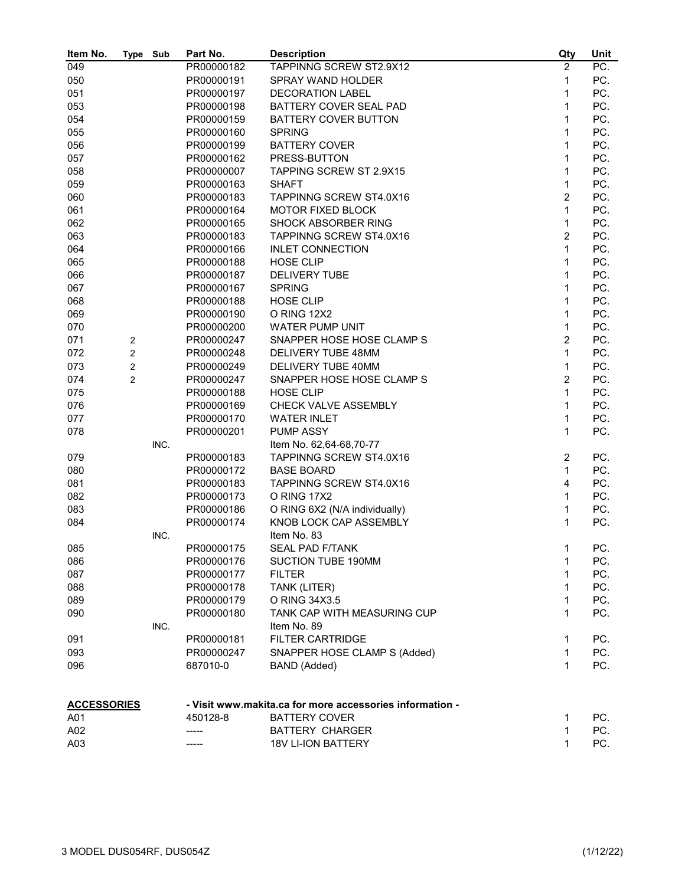| Item No. | Type | Sub | Part No. | Description | Qty | Unit |
|---|---|---|---|---|---|---|
| 049 | | | PR00000182 | TAPPINNG SCREW ST2.9X12 | 2 | PC. |
| 050 | | | PR00000191 | SPRAY WAND HOLDER | 1 | PC. |
| 051 | | | PR00000197 | DECORATION LABEL | 1 | PC. |
| 053 | | | PR00000198 | BATTERY COVER SEAL PAD | 1 | PC. |
| 054 | | | PR00000159 | BATTERY COVER BUTTON | 1 | PC. |
| 055 | | | PR00000160 | SPRING | 1 | PC. |
| 056 | | | PR00000199 | BATTERY COVER | 1 | PC. |
| 057 | | | PR00000162 | PRESS-BUTTON | 1 | PC. |
| 058 | | | PR00000007 | TAPPING SCREW ST 2.9X15 | 1 | PC. |
| 059 | | | PR00000163 | SHAFT | 1 | PC. |
| 060 | | | PR00000183 | TAPPINNG SCREW ST4.0X16 | 2 | PC. |
| 061 | | | PR00000164 | MOTOR FIXED BLOCK | 1 | PC. |
| 062 | | | PR00000165 | SHOCK ABSORBER RING | 1 | PC. |
| 063 | | | PR00000183 | TAPPINNG SCREW ST4.0X16 | 2 | PC. |
| 064 | | | PR00000166 | INLET CONNECTION | 1 | PC. |
| 065 | | | PR00000188 | HOSE CLIP | 1 | PC. |
| 066 | | | PR00000187 | DELIVERY TUBE | 1 | PC. |
| 067 | | | PR00000167 | SPRING | 1 | PC. |
| 068 | | | PR00000188 | HOSE CLIP | 1 | PC. |
| 069 | | | PR00000190 | O RING 12X2 | 1 | PC. |
| 070 | | | PR00000200 | WATER PUMP UNIT | 1 | PC. |
| 071 | 2 | | PR00000247 | SNAPPER HOSE HOSE CLAMP S | 2 | PC. |
| 072 | 2 | | PR00000248 | DELIVERY TUBE 48MM | 1 | PC. |
| 073 | 2 | | PR00000249 | DELIVERY TUBE 40MM | 1 | PC. |
| 074 | 2 | | PR00000247 | SNAPPER HOSE HOSE CLAMP S | 2 | PC. |
| 075 | | | PR00000188 | HOSE CLIP | 1 | PC. |
| 076 | | | PR00000169 | CHECK VALVE ASSEMBLY | 1 | PC. |
| 077 | | | PR00000170 | WATER INLET | 1 | PC. |
| 078 | | | PR00000201 | PUMP ASSY | 1 | PC. |
| | | INC. | | Item No. 62,64-68,70-77 | | |
| 079 | | | PR00000183 | TAPPINNG SCREW ST4.0X16 | 2 | PC. |
| 080 | | | PR00000172 | BASE BOARD | 1 | PC. |
| 081 | | | PR00000183 | TAPPINNG SCREW ST4.0X16 | 4 | PC. |
| 082 | | | PR00000173 | O RING 17X2 | 1 | PC. |
| 083 | | | PR00000186 | O RING 6X2 (N/A individually) | 1 | PC. |
| 084 | | | PR00000174 | KNOB LOCK CAP ASSEMBLY | 1 | PC. |
| | | INC. | | Item No. 83 | | |
| 085 | | | PR00000175 | SEAL PAD F/TANK | 1 | PC. |
| 086 | | | PR00000176 | SUCTION TUBE 190MM | 1 | PC. |
| 087 | | | PR00000177 | FILTER | 1 | PC. |
| 088 | | | PR00000178 | TANK (LITER) | 1 | PC. |
| 089 | | | PR00000179 | O RING 34X3.5 | 1 | PC. |
| 090 | | | PR00000180 | TANK CAP WITH MEASURING CUP | 1 | PC. |
| | | INC. | | Item No. 89 | | |
| 091 | | | PR00000181 | FILTER CARTRIDGE | 1 | PC. |
| 093 | | | PR00000247 | SNAPPER HOSE CLAMP S (Added) | 1 | PC. |
| 096 | | | 687010-0 | BAND (Added) | 1 | PC. |

**ACCESSORIES** - Visit www.makita.ca for more accessories information -

| | | | | |
|---|---|---|---|---|
| A01 | 450128-8 | BATTERY COVER | 1 | PC. |
| A02 | ----- | BATTERY CHARGER | 1 | PC. |
| A03 | ----- | 18V LI-ION BATTERY | 1 | PC. |

3 MODEL DUS054RF, DUS054Z (1/12/22)